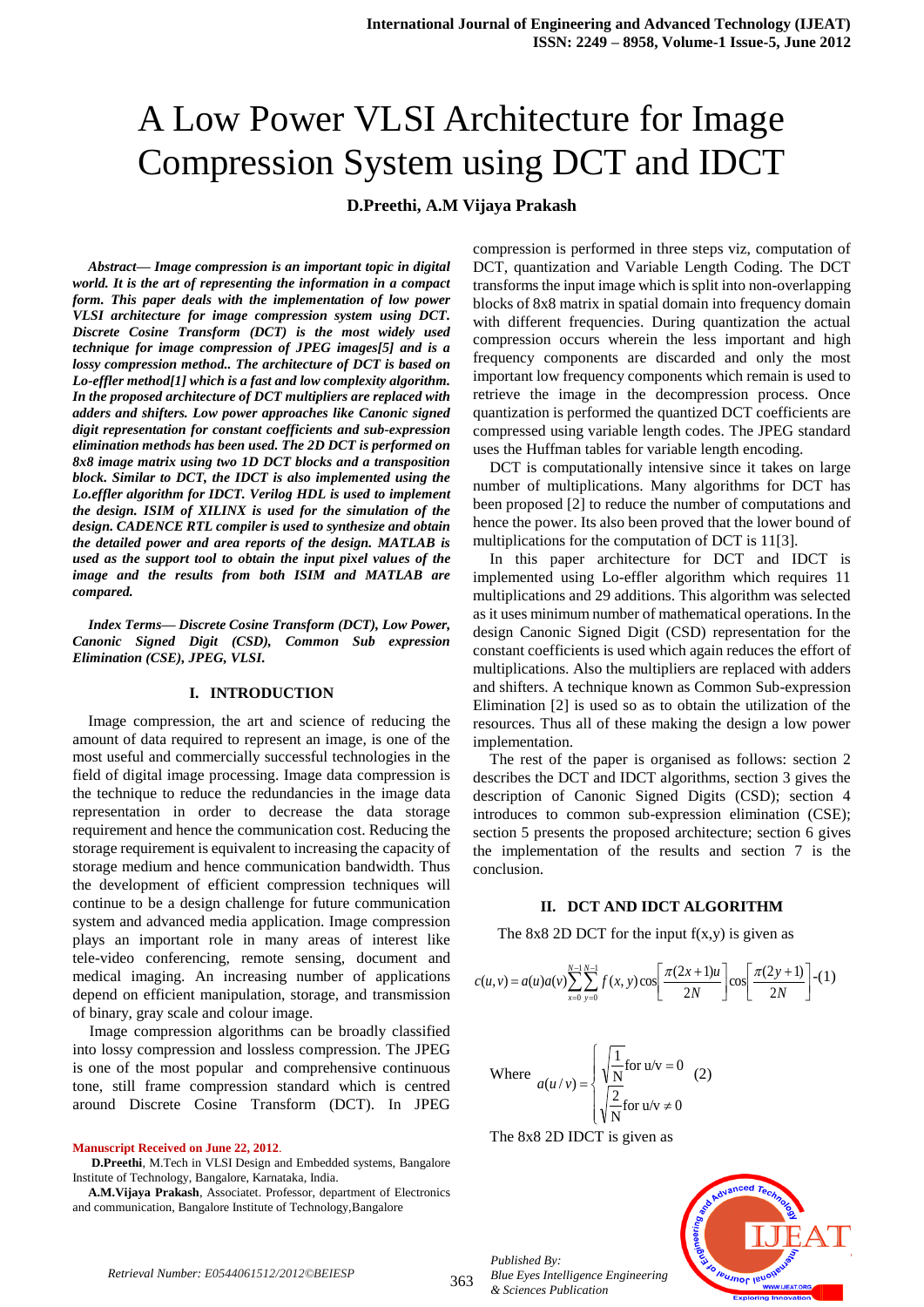# A Low Power VLSI Architecture for Image Compression System using DCT and IDCT

**D.Preethi, A.M Vijaya Prakash**

***Abstract— Image compression is an important topic in digital world. It is the art of representing the information in a compact form. This paper deals with the implementation of low power VLSI architecture for image compression system using DCT. Discrete Cosine Transform (DCT) is the most widely used technique for image compression of JPEG images[5] and is a lossy compression method.. The architecture of DCT is based on Lo-effler method[1] which is a fast and low complexity algorithm. In the proposed architecture of DCT multipliers are replaced with adders and shifters. Low power approaches like Canonic signed digit representation for constant coefficients and sub-expression elimination methods has been used. The 2D DCT is performed on 8x8 image matrix using two 1D DCT blocks and a transposition block. Similar to DCT, the IDCT is also implemented using the Lo.effler algorithm for IDCT. Verilog HDL is used to implement the design. ISIM of XILINX is used for the simulation of the design. CADENCE RTL compiler is used to synthesize and obtain the detailed power and area reports of the design. MATLAB is used as the support tool to obtain the input pixel values of the image and the results from both ISIM and MATLAB are compared.***

***Index Terms— Discrete Cosine Transform (DCT), Low Power, Canonic Signed Digit (CSD), Common Sub expression Elimination (CSE), JPEG, VLSI.***

## I. INTRODUCTION

Image compression, the art and science of reducing the amount of data required to represent an image, is one of the most useful and commercially successful technologies in the field of digital image processing. Image data compression is the technique to reduce the redundancies in the image data representation in order to decrease the data storage requirement and hence the communication cost. Reducing the storage requirement is equivalent to increasing the capacity of storage medium and hence communication bandwidth. Thus the development of efficient compression techniques will continue to be a design challenge for future communication system and advanced media application. Image compression plays an important role in many areas of interest like tele-video conferencing, remote sensing, document and medical imaging. An increasing number of applications depend on efficient manipulation, storage, and transmission of binary, gray scale and colour image.

Image compression algorithms can be broadly classified into lossy compression and lossless compression. The JPEG is one of the most popular and comprehensive continuous tone, still frame compression standard which is centred around Discrete Cosine Transform (DCT). In JPEG compression is performed in three steps viz, computation of DCT, quantization and Variable Length Coding. The DCT transforms the input image which is split into non-overlapping blocks of 8x8 matrix in spatial domain into frequency domain with different frequencies. During quantization the actual compression occurs wherein the less important and high frequency components are discarded and only the most important low frequency components which remain is used to retrieve the image in the decompression process. Once quantization is performed the quantized DCT coefficients are compressed using variable length codes. The JPEG standard uses the Huffman tables for variable length encoding.

DCT is computationally intensive since it takes on large number of multiplications. Many algorithms for DCT has been proposed [2] to reduce the number of computations and hence the power. Its also been proved that the lower bound of multiplications for the computation of DCT is 11[3].

In this paper architecture for DCT and IDCT is implemented using Lo-effler algorithm which requires 11 multiplications and 29 additions. This algorithm was selected as it uses minimum number of mathematical operations. In the design Canonic Signed Digit (CSD) representation for the constant coefficients is used which again reduces the effort of multiplications. Also the multipliers are replaced with adders and shifters. A technique known as Common Sub-expression Elimination [2] is used so as to obtain the utilization of the resources. Thus all of these making the design a low power implementation.

The rest of the paper is organised as follows: section 2 describes the DCT and IDCT algorithms, section 3 gives the description of Canonic Signed Digits (CSD); section 4 introduces to common sub-expression elimination (CSE); section 5 presents the proposed architecture; section 6 gives the implementation of the results and section 7 is the conclusion.

## II. DCT AND IDCT ALGORITHM

The 8x8 2D DCT for the input f(x,y) is given as

$$c(u,v) = a(u)a(v)\sum_{x=0}^{N-1}\sum_{y=0}^{N-1} f(x,y)\cos\left[\frac{\pi(2x+1)u}{2N}\right]\cos\left[\frac{\pi(2y+1)}{2N}\right] \text{-(1)}$$

$$\text{Where } a(u/v) = \begin{cases} \sqrt{\frac{1}{N}} \text{for u/v} = 0 \\ \sqrt{\frac{2}{N}} \text{for u/v} \neq 0 \end{cases} \quad (2)$$

The 8x8 2D IDCT is given as

---

**Manuscript Received on June 22, 2012.**

**D.Preethi**, M.Tech in VLSI Design and Embedded systems, Bangalore Institute of Technology, Bangalore, Karnataka, India.

**A.M.Vijaya Prakash**, Associatet. Professor, department of Electronics and communication, Bangalore Institute of Technology,Bangalore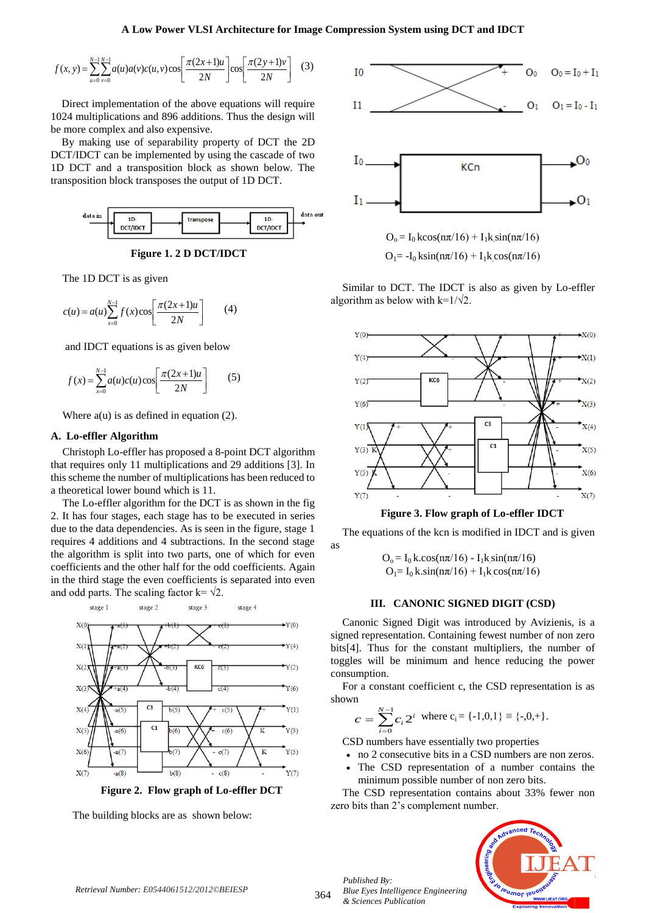$$f(x,y)=\sum_{u=0}^{N-1}\sum_{v=0}^{N-1}a(u)a(v)c(u,v)\cos\left[\frac{\pi(2x+1)u}{2N}\right]\cos\left[\frac{\pi(2y+1)v}{2N}\right] \quad (3)$$

Direct implementation of the above equations will require 1024 multiplications and 896 additions. Thus the design will be more complex and also expensive.

By making use of separability property of DCT the 2D DCT/IDCT can be implemented by using the cascade of two 1D DCT and a transposition block as shown below. The transposition block transposes the output of 1D DCT.

**Figure 1. 2 D DCT/IDCT**

The 1D DCT is as given

$$c(u)=a(u)\sum_{x=0}^{N-1}f(x)\cos\left[\frac{\pi(2x+1)u}{2N}\right] \quad (4)$$

and IDCT equations is as given below

$$f(x)=\sum_{x=0}^{N-1}a(u)c(u)\cos\left[\frac{\pi(2x+1)u}{2N}\right] \quad (5)$$

Where a(u) is as defined in equation (2).

### A. Lo-effler Algorithm

Christoph Lo-effler has proposed a 8-point DCT algorithm that requires only 11 multiplications and 29 additions [3]. In this scheme the number of multiplications has been reduced to a theoretical lower bound which is 11.

The Lo-effler algorithm for the DCT is as shown in the fig 2. It has four stages, each stage has to be executed in series due to the data dependencies. As is seen in the figure, stage 1 requires 4 additions and 4 subtractions. In the second stage the algorithm is split into two parts, one of which for even coefficients and the other half for the odd coefficients. Again in the third stage the even coefficients is separated into even and odd parts. The scaling factor k= √2.

**Figure 2. Flow graph of Lo-effler DCT**

The building blocks are as shown below:

$O_0 = I_0 + I_1$

$O_1 = I_0 - I_1$

$O_o = I_0\, k\cos(\pi n/16) + I_1 k\sin(\pi n/16)$

$O_1 = -I_0\, k\sin(\pi n/16) + I_1 k\cos(\pi n/16)$

Similar to DCT. The IDCT is also as given by Lo-effler algorithm as below with k=1/√2.

**Figure 3. Flow graph of Lo-effler IDCT**

The equations of the kcn is modified in IDCT and is given as

$O_o = I_0\, k\cos(\pi n/16) - I_1 k\sin(\pi n/16)$

$O_1 = I_0\, k\sin(\pi n/16) + I_1 k\cos(\pi n/16)$

## III. CANONIC SIGNED DIGIT (CSD)

Canonic Signed Digit was introduced by Avizienis, is a signed representation. Containing fewest number of non zero bits[4]. Thus for the constant multipliers, the number of toggles will be minimum and hence reducing the power consumption.

For a constant coefficient c, the CSD representation is as shown

$$c=\sum_{i=0}^{N-1}c_i 2^i \quad \text{where } c_i = \{-1,0,1\} \equiv \{-,0,+\}.$$

CSD numbers have essentially two properties

- no 2 consecutive bits in a CSD numbers are non zeros.
- The CSD representation of a number contains the minimum possible number of non zero bits.

The CSD representation contains about 33% fewer non zero bits than 2's complement number.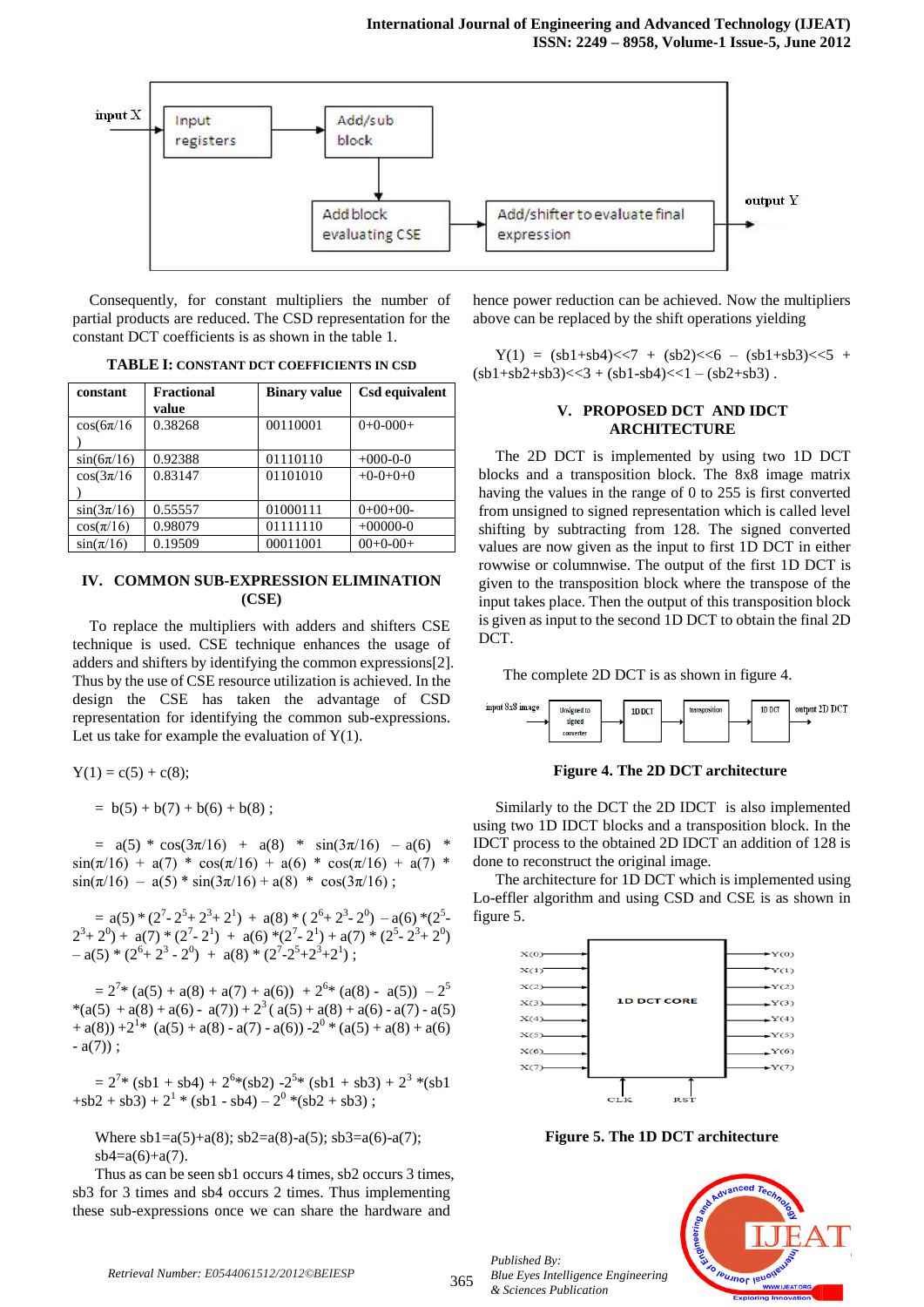Consequently, for constant multipliers the number of partial products are reduced. The CSD representation for the constant DCT coefficients is as shown in the table 1.

**TABLE I: CONSTANT DCT COEFFICIENTS IN CSD**

| constant | Fractional value | Binary value | Csd equivalent |
|---|---|---|---|
| cos(6π/16) | 0.38268 | 00110001 | 0+0-000+ |
| sin(6π/16) | 0.92388 | 01110110 | +000-0-0 |
| cos(3π/16) | 0.83147 | 01101010 | +0-0+0+0 |
| sin(3π/16) | 0.55557 | 01000111 | 0+00+00- |
| cos(π/16) | 0.98079 | 01111110 | +00000-0 |
| sin(π/16) | 0.19509 | 00011001 | 00+0-00+ |

## IV. COMMON SUB-EXPRESSION ELIMINATION (CSE)

To replace the multipliers with adders and shifters CSE technique is used. CSE technique enhances the usage of adders and shifters by identifying the common expressions[2]. Thus by the use of CSE resource utilization is achieved. In the design the CSE has taken the advantage of CSD representation for identifying the common sub-expressions. Let us take for example the evaluation of Y(1).

$Y(1) = c(5) + c(8);$

$= b(5) + b(7) + b(6) + b(8);$

$= a(5) * \cos(3\pi/16) + a(8) * \sin(3\pi/16) - a(6) * \sin(\pi/16) + a(7) * \cos(\pi/16) + a(6) * \cos(\pi/16) + a(7) * \sin(\pi/16) - a(5) * \sin(3\pi/16) + a(8) * \cos(3\pi/16);$

$= a(5) * (2^7 - 2^5 + 2^3 + 2^1) + a(8) * (2^6 + 2^3 - 2^0) - a(6) * (2^5 - 2^3 + 2^0) + a(7) * (2^7 - 2^1) + a(6) * (2^7 - 2^1) + a(7) * (2^5 - 2^3 + 2^0) - a(5) * (2^6 + 2^3 - 2^0) + a(8) * (2^7 - 2^5 + 2^3 + 2^1);$

$= 2^7 * (a(5) + a(8) + a(7) + a(6)) + 2^6 * (a(8) - a(5)) - 2^5 * (a(5) + a(8) + a(6) - a(7)) + 2^3 (a(5) + a(8) + a(6) - a(7) - a(5) + a(8)) + 2^1 * (a(5) + a(8) - a(7) - a(6)) - 2^0 * (a(5) + a(8) + a(6) - a(7));$

$= 2^7 * (sb1 + sb4) + 2^6 * (sb2) - 2^5 * (sb1 + sb3) + 2^3 * (sb1 + sb2 + sb3) + 2^1 * (sb1 - sb4) - 2^0 * (sb2 + sb3);$

Where sb1=a(5)+a(8); sb2=a(8)-a(5); sb3=a(6)-a(7); sb4=a(6)+a(7).

Thus as can be seen sb1 occurs 4 times, sb2 occurs 3 times, sb3 for 3 times and sb4 occurs 2 times. Thus implementing these sub-expressions once we can share the hardware and hence power reduction can be achieved. Now the multipliers above can be replaced by the shift operations yielding

Y(1) = (sb1+sb4)<<7 + (sb2)<<6 – (sb1+sb3)<<5 + (sb1+sb2+sb3)<<3 + (sb1-sb4)<<1 – (sb2+sb3) .

## V. PROPOSED DCT AND IDCT ARCHITECTURE

The 2D DCT is implemented by using two 1D DCT blocks and a transposition block. The 8x8 image matrix having the values in the range of 0 to 255 is first converted from unsigned to signed representation which is called level shifting by subtracting from 128. The signed converted values are now given as the input to first 1D DCT in either rowwise or columnwise. The output of the first 1D DCT is given to the transposition block where the transpose of the input takes place. Then the output of this transposition block is given as input to the second 1D DCT to obtain the final 2D DCT.

The complete 2D DCT is as shown in figure 4.

**Figure 4. The 2D DCT architecture**

Similarly to the DCT the 2D IDCT is also implemented using two 1D IDCT blocks and a transposition block. In the IDCT process to the obtained 2D IDCT an addition of 128 is done to reconstruct the original image.

The architecture for 1D DCT which is implemented using Lo-effler algorithm and using CSD and CSE is as shown in figure 5.

**Figure 5. The 1D DCT architecture**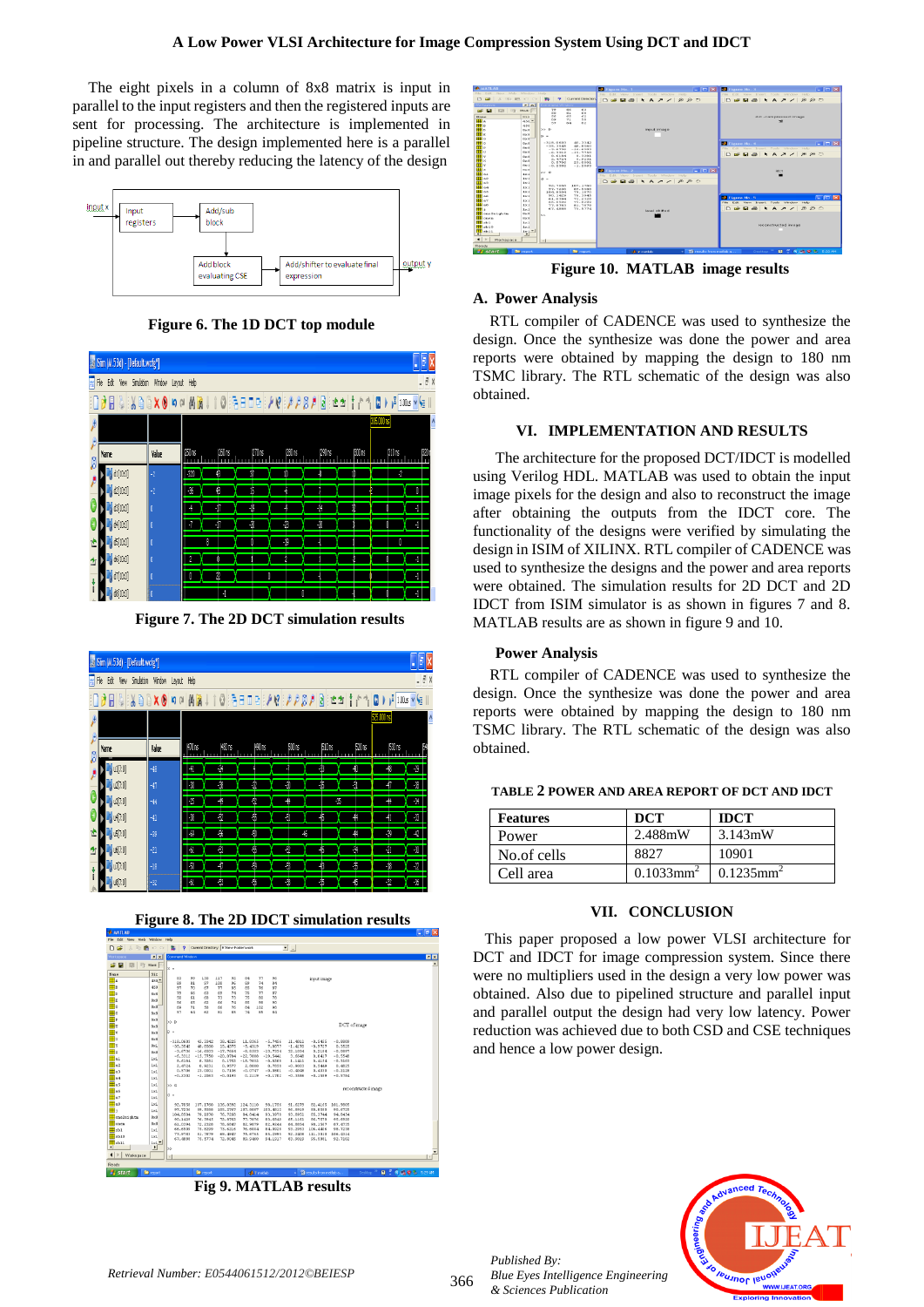The eight pixels in a column of 8x8 matrix is input in parallel to the input registers and then the registered inputs are sent for processing. The architecture is implemented in pipeline structure. The design implemented here is a parallel in and parallel out thereby reducing the latency of the design

Figure 6. The 1D DCT top module

Figure 7. The 2D DCT simulation results

Figure 8. The 2D IDCT simulation results

Fig 9. MATLAB results

Figure 10. MATLAB image results

### A. Power Analysis

RTL compiler of CADENCE was used to synthesize the design. Once the synthesize was done the power and area reports were obtained by mapping the design to 180 nm TSMC library. The RTL schematic of the design was also obtained.

## VI. IMPLEMENTATION AND RESULTS

The architecture for the proposed DCT/IDCT is modelled using Verilog HDL. MATLAB was used to obtain the input image pixels for the design and also to reconstruct the image after obtaining the outputs from the IDCT core. The functionality of the designs were verified by simulating the design in ISIM of XILINX. RTL compiler of CADENCE was used to synthesize the designs and the power and area reports were obtained. The simulation results for 2D DCT and 2D IDCT from ISIM simulator is as shown in figures 7 and 8. MATLAB results are as shown in figure 9 and 10.

### Power Analysis

RTL compiler of CADENCE was used to synthesize the design. Once the synthesize was done the power and area reports were obtained by mapping the design to 180 nm TSMC library. The RTL schematic of the design was also obtained.

TABLE 2 POWER AND AREA REPORT OF DCT AND IDCT

| Features | DCT | IDCT |
|---|---|---|
| Power | 2.488mW | 3.143mW |
| No.of cells | 8827 | 10901 |
| Cell area | 0.1033mm$^2$ | 0.1235mm$^2$ |

## VII. CONCLUSION

This paper proposed a low power VLSI architecture for DCT and IDCT for image compression system. Since there were no multipliers used in the design a very low power was obtained. Also due to pipelined structure and parallel input and parallel output the design had very low latency. Power reduction was achieved due to both CSD and CSE techniques and hence a low power design.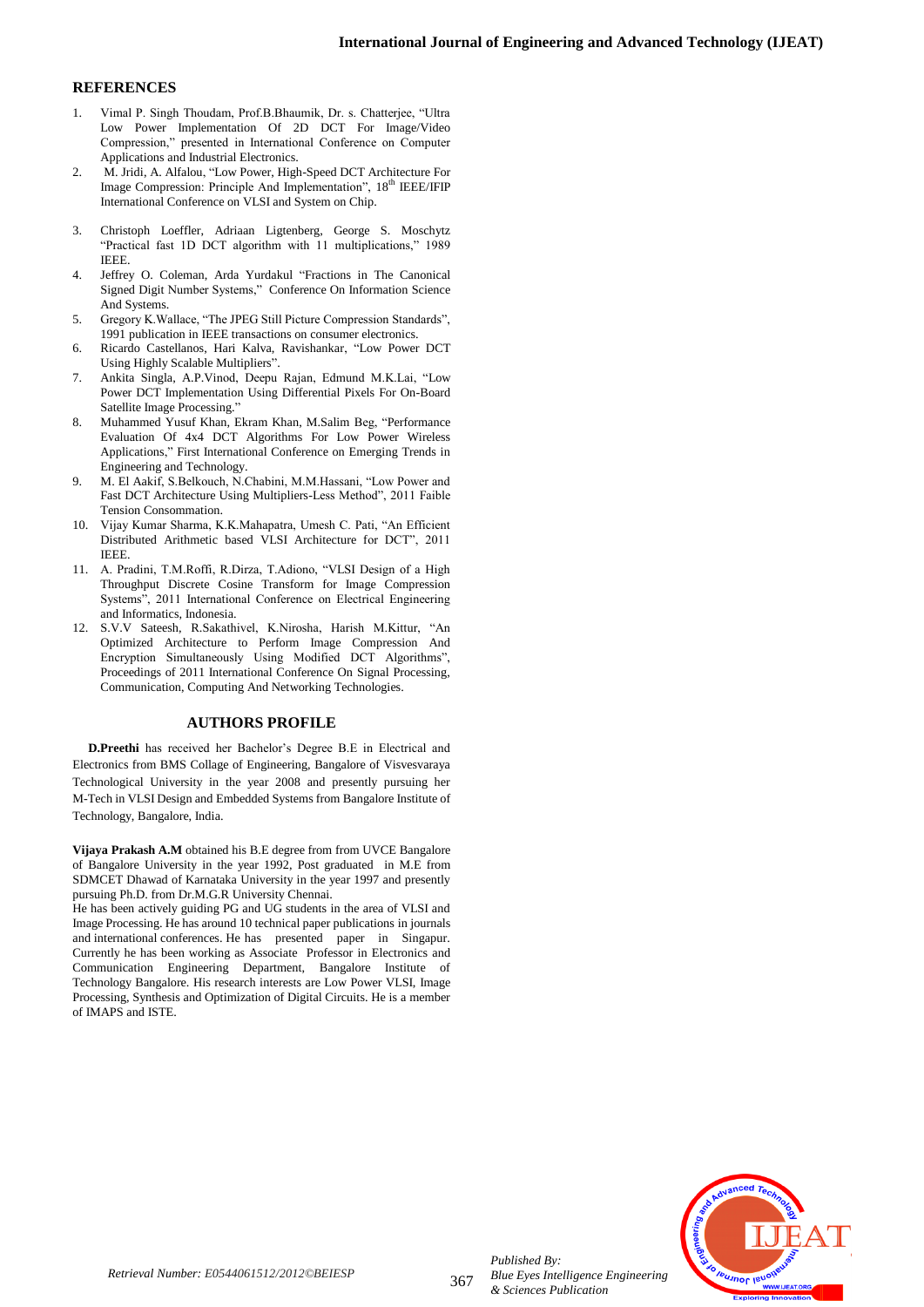## REFERENCES

1. Vimal P. Singh Thoudam, Prof.B.Bhaumik, Dr. s. Chatterjee, "Ultra Low Power Implementation Of 2D DCT For Image/Video Compression," presented in International Conference on Computer Applications and Industrial Electronics.
2. M. Jridi, A. Alfalou, "Low Power, High-Speed DCT Architecture For Image Compression: Principle And Implementation", 18th IEEE/IFIP International Conference on VLSI and System on Chip.
3. Christoph Loeffler, Adriaan Ligtenberg, George S. Moschytz "Practical fast 1D DCT algorithm with 11 multiplications," 1989 IEEE.
4. Jeffrey O. Coleman, Arda Yurdakul "Fractions in The Canonical Signed Digit Number Systems," Conference On Information Science And Systems.
5. Gregory K.Wallace, "The JPEG Still Picture Compression Standards", 1991 publication in IEEE transactions on consumer electronics.
6. Ricardo Castellanos, Hari Kalva, Ravishankar, "Low Power DCT Using Highly Scalable Multipliers".
7. Ankita Singla, A.P.Vinod, Deepu Rajan, Edmund M.K.Lai, "Low Power DCT Implementation Using Differential Pixels For On-Board Satellite Image Processing."
8. Muhammed Yusuf Khan, Ekram Khan, M.Salim Beg, "Performance Evaluation Of 4x4 DCT Algorithms For Low Power Wireless Applications," First International Conference on Emerging Trends in Engineering and Technology.
9. M. El Aakif, S.Belkouch, N.Chabini, M.M.Hassani, "Low Power and Fast DCT Architecture Using Multipliers-Less Method", 2011 Faible Tension Consommation.
10. Vijay Kumar Sharma, K.K.Mahapatra, Umesh C. Pati, "An Efficient Distributed Arithmetic based VLSI Architecture for DCT", 2011 IEEE.
11. A. Pradini, T.M.Roffi, R.Dirza, T.Adiono, "VLSI Design of a High Throughput Discrete Cosine Transform for Image Compression Systems", 2011 International Conference on Electrical Engineering and Informatics, Indonesia.
12. S.V.V Sateesh, R.Sakathivel, K.Nirosha, Harish M.Kittur, "An Optimized Architecture to Perform Image Compression And Encryption Simultaneously Using Modified DCT Algorithms", Proceedings of 2011 International Conference On Signal Processing, Communication, Computing And Networking Technologies.

## AUTHORS PROFILE

**D.Preethi** has received her Bachelor's Degree B.E in Electrical and Electronics from BMS Collage of Engineering, Bangalore of Visvesvaraya Technological University in the year 2008 and presently pursuing her M-Tech in VLSI Design and Embedded Systems from Bangalore Institute of Technology, Bangalore, India.

**Vijaya Prakash A.M** obtained his B.E degree from from UVCE Bangalore of Bangalore University in the year 1992, Post graduated in M.E from SDMCET Dhawad of Karnataka University in the year 1997 and presently pursuing Ph.D. from Dr.M.G.R University Chennai.
He has been actively guiding PG and UG students in the area of VLSI and Image Processing. He has around 10 technical paper publications in journals and international conferences. He has presented paper in Singapur. Currently he has been working as Associate Professor in Electronics and Communication Engineering Department, Bangalore Institute of Technology Bangalore. His research interests are Low Power VLSI, Image Processing, Synthesis and Optimization of Digital Circuits. He is a member of IMAPS and ISTE.